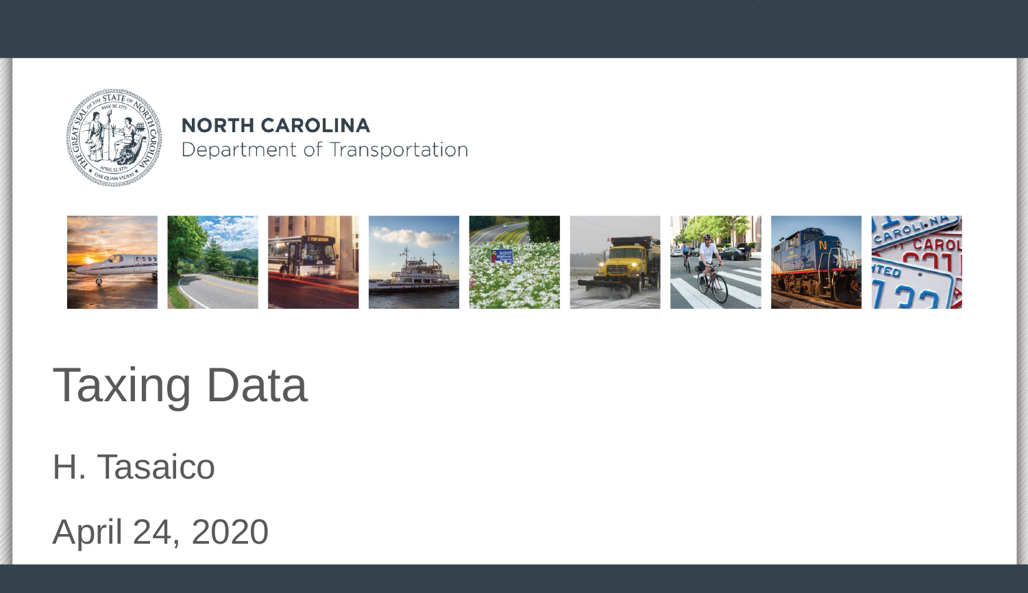**NORTH CAROLINA**
Department of Transportation

# Taxing Data

H. Tasaico

April 24, 2020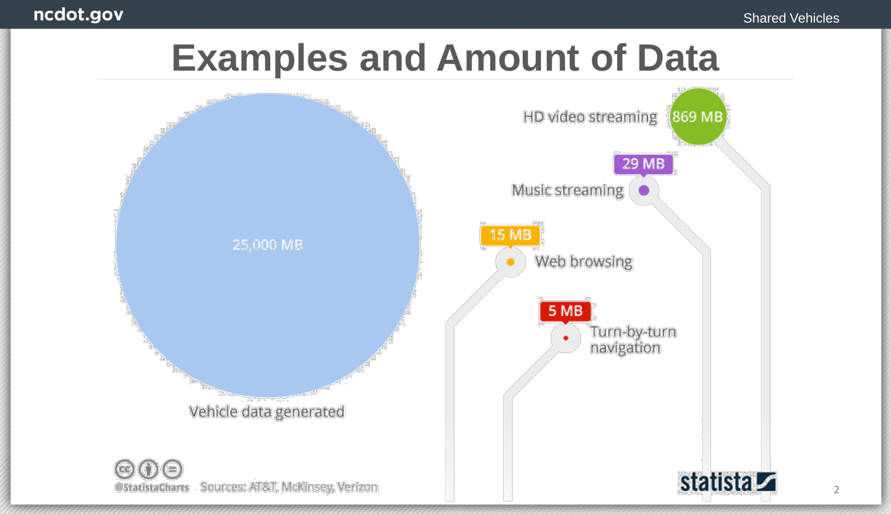# Examples and Amount of Data

25,000 MB

Vehicle data generated

HD video streaming 869 MB

29 MB
Music streaming

15 MB
Web browsing

5 MB
Turn-by-turn navigation

@StatistaCharts Sources: AT&T, McKinsey, Verizon

statista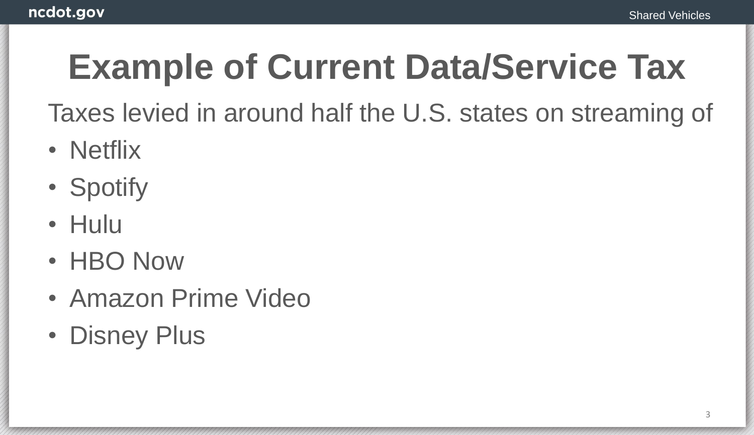# Example of Current Data/Service Tax

Taxes levied in around half the U.S. states on streaming of

- Netflix
- Spotify
- Hulu
- HBO Now
- Amazon Prime Video
- Disney Plus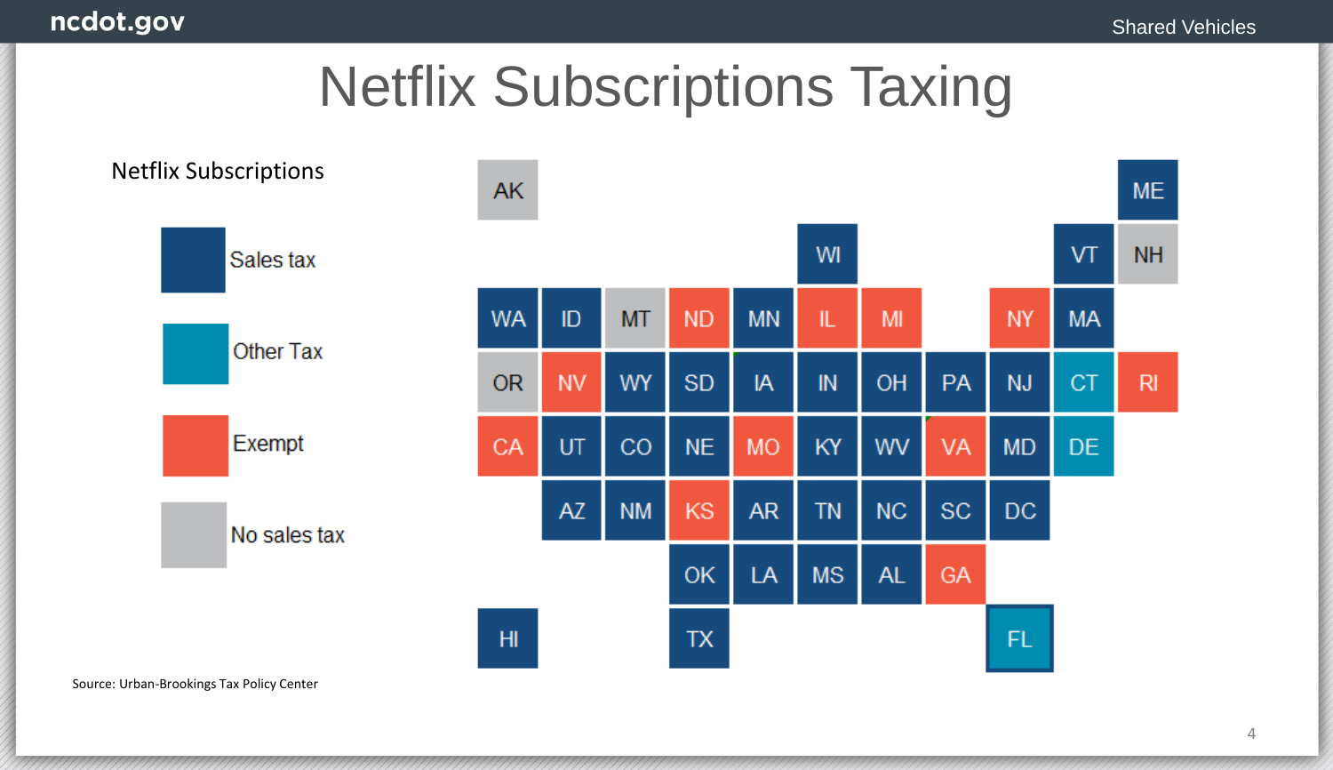# Netflix Subscriptions Taxing

**Netflix Subscriptions**

| Category | States |
|---|---|
| Sales tax | ME, WI, VT, WA, ID, MN, MA, SD, WY, IA, IN, OH, PA, NJ, UT, CO, NE, KY, WV, MD, AZ, NM, AR, TN, NC, SC, DC, OK, LA, MS, AL, HI, TX |
| Other Tax | CT, DE, FL |
| Exempt | ND, IL, MI, NY, NV, RI, CA, MO, VA, KS, GA |
| No sales tax | AK, NH, MT, OR |

Source: Urban-Brookings Tax Policy Center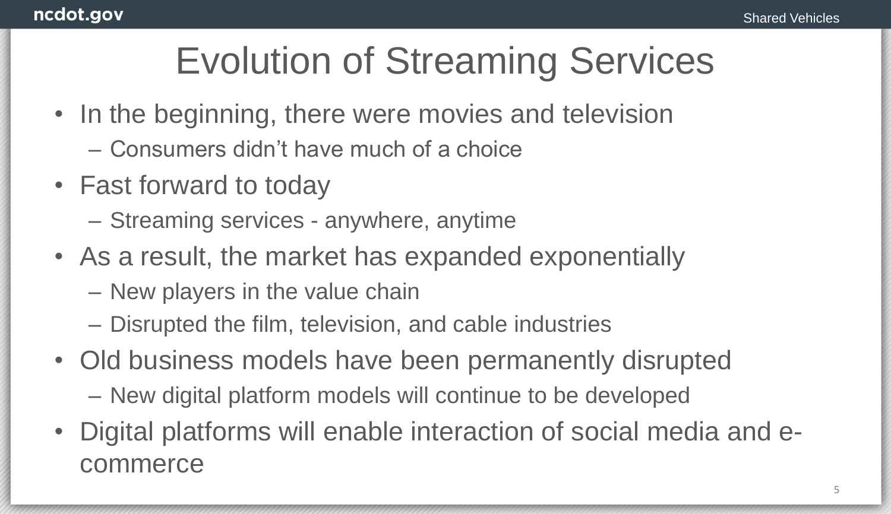# Evolution of Streaming Services

- In the beginning, there were movies and television
  - Consumers didn't have much of a choice
- Fast forward to today
  - Streaming services - anywhere, anytime
- As a result, the market has expanded exponentially
  - New players in the value chain
  - Disrupted the film, television, and cable industries
- Old business models have been permanently disrupted
  - New digital platform models will continue to be developed
- Digital platforms will enable interaction of social media and e-commerce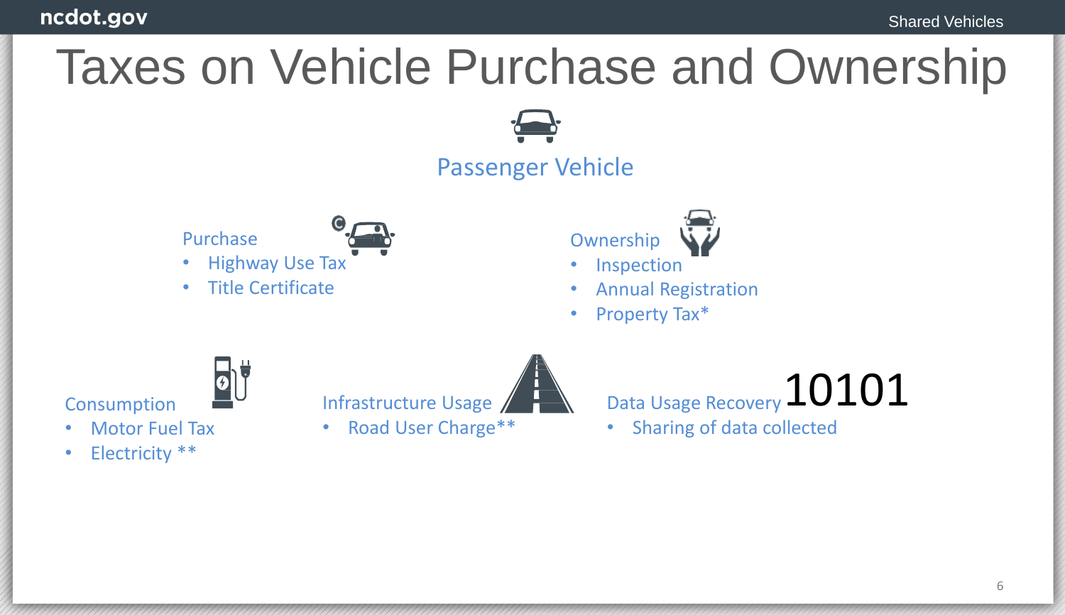# Taxes on Vehicle Purchase and Ownership

## Passenger Vehicle

### Purchase
- Highway Use Tax
- Title Certificate

### Ownership
- Inspection
- Annual Registration
- Property Tax*

### Consumption
- Motor Fuel Tax
- Electricity **

### Infrastructure Usage
- Road User Charge**

### Data Usage Recovery
10101

- Sharing of data collected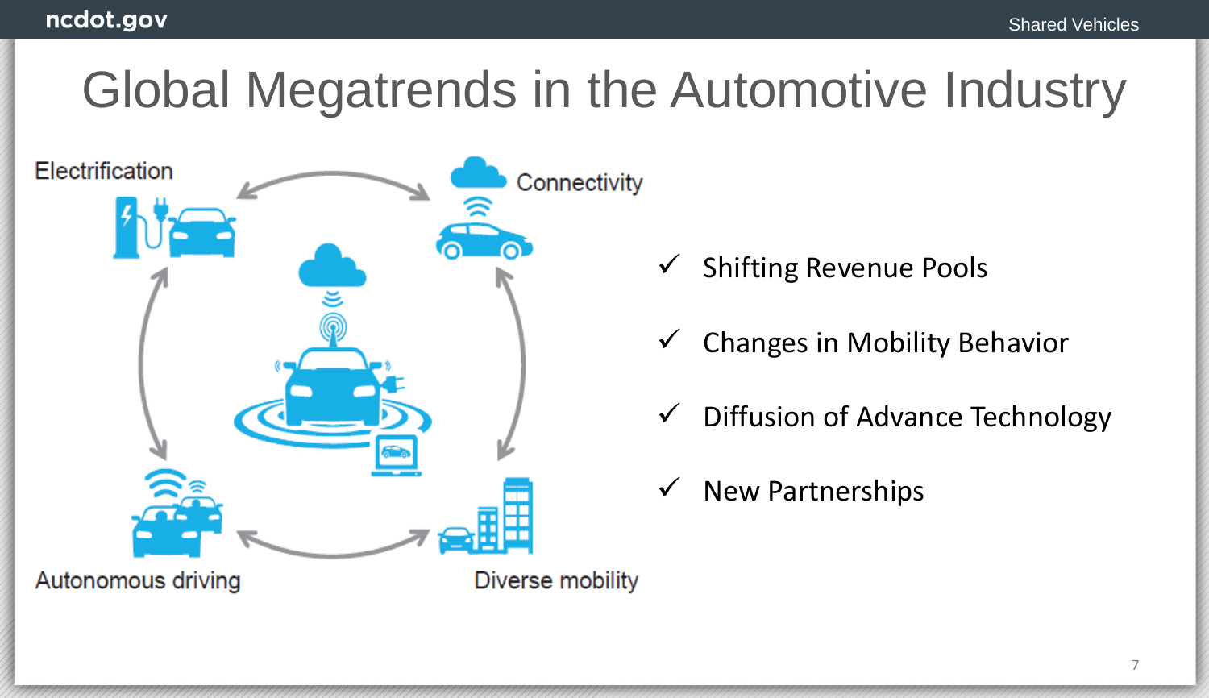# Global Megatrends in the Automotive Industry

Electrification

Connectivity

Autonomous driving

Diverse mobility

- ✓ Shifting Revenue Pools
- ✓ Changes in Mobility Behavior
- ✓ Diffusion of Advance Technology
- ✓ New Partnerships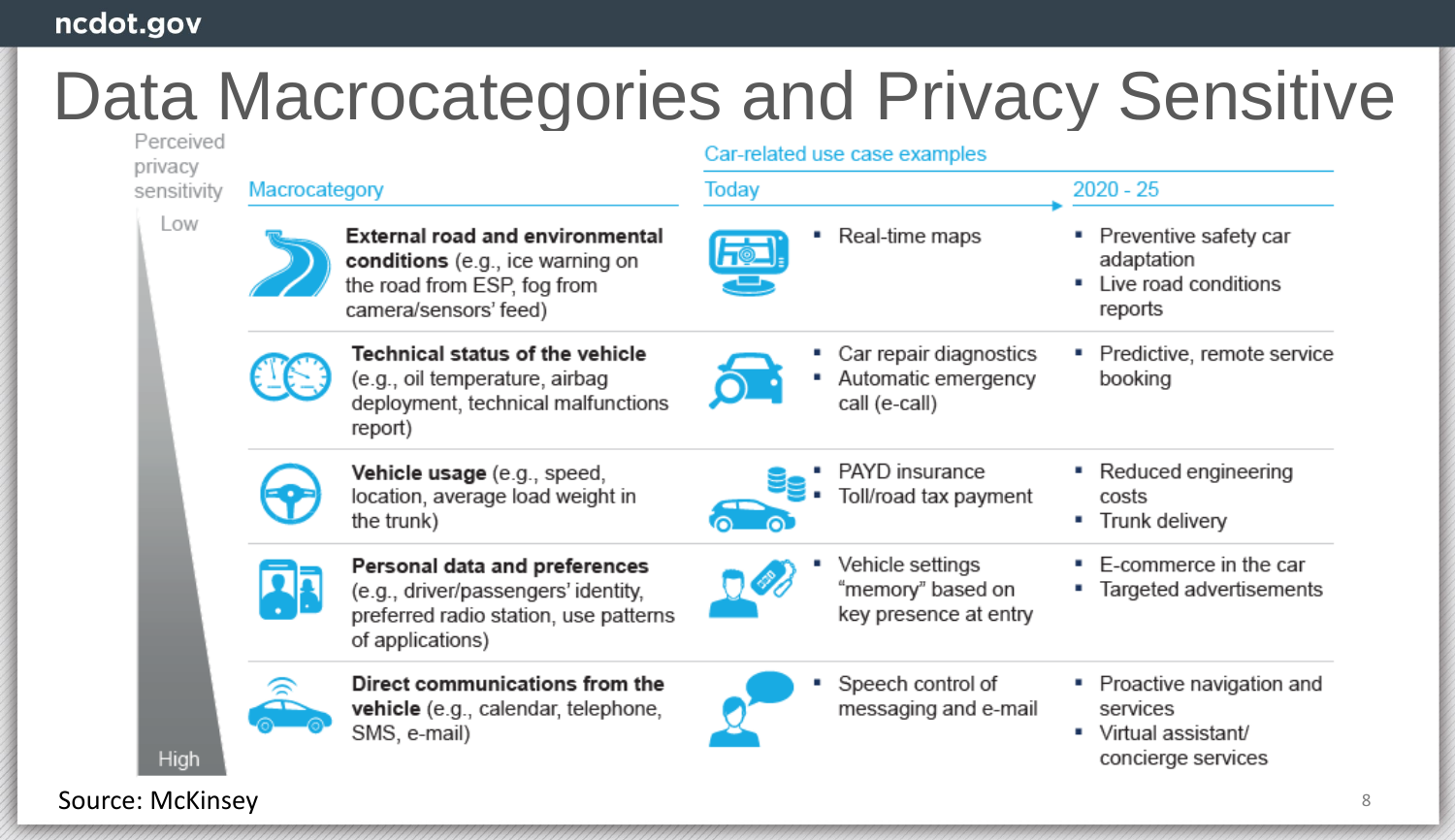# Data Macrocategories and Privacy Sensitive

| Perceived privacy sensitivity | Macrocategory | Car-related use case examples: Today | Car-related use case examples: 2020 - 25 |
|---|---|---|---|
| Low | **External road and environmental conditions** (e.g., ice warning on the road from ESP, fog from camera/sensors' feed) | ▪ Real-time maps | ▪ Preventive safety car adaptation<br>▪ Live road conditions reports |
| | **Technical status of the vehicle** (e.g., oil temperature, airbag deployment, technical malfunctions report) | ▪ Car repair diagnostics<br>▪ Automatic emergency call (e-call) | ▪ Predictive, remote service booking |
| | **Vehicle usage** (e.g., speed, location, average load weight in the trunk) | ▪ PAYD insurance<br>▪ Toll/road tax payment | ▪ Reduced engineering costs<br>▪ Trunk delivery |
| | **Personal data and preferences** (e.g., driver/passengers' identity, preferred radio station, use patterns of applications) | ▪ Vehicle settings "memory" based on key presence at entry | ▪ E-commerce in the car<br>▪ Targeted advertisements |
| High | **Direct communications from the vehicle** (e.g., calendar, telephone, SMS, e-mail) | ▪ Speech control of messaging and e-mail | ▪ Proactive navigation and services<br>▪ Virtual assistant/ concierge services |

Source: McKinsey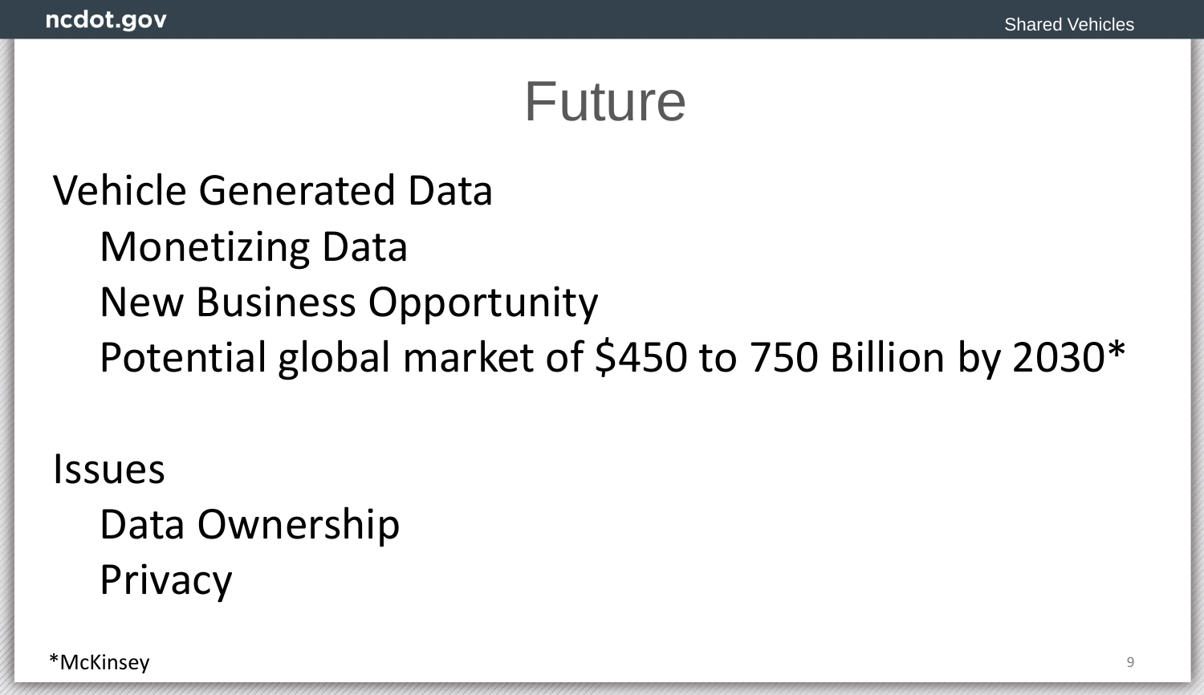# Future

Vehicle Generated Data

- Monetizing Data
- New Business Opportunity
- Potential global market of $450 to 750 Billion by 2030*

Issues

- Data Ownership
- Privacy

*McKinsey